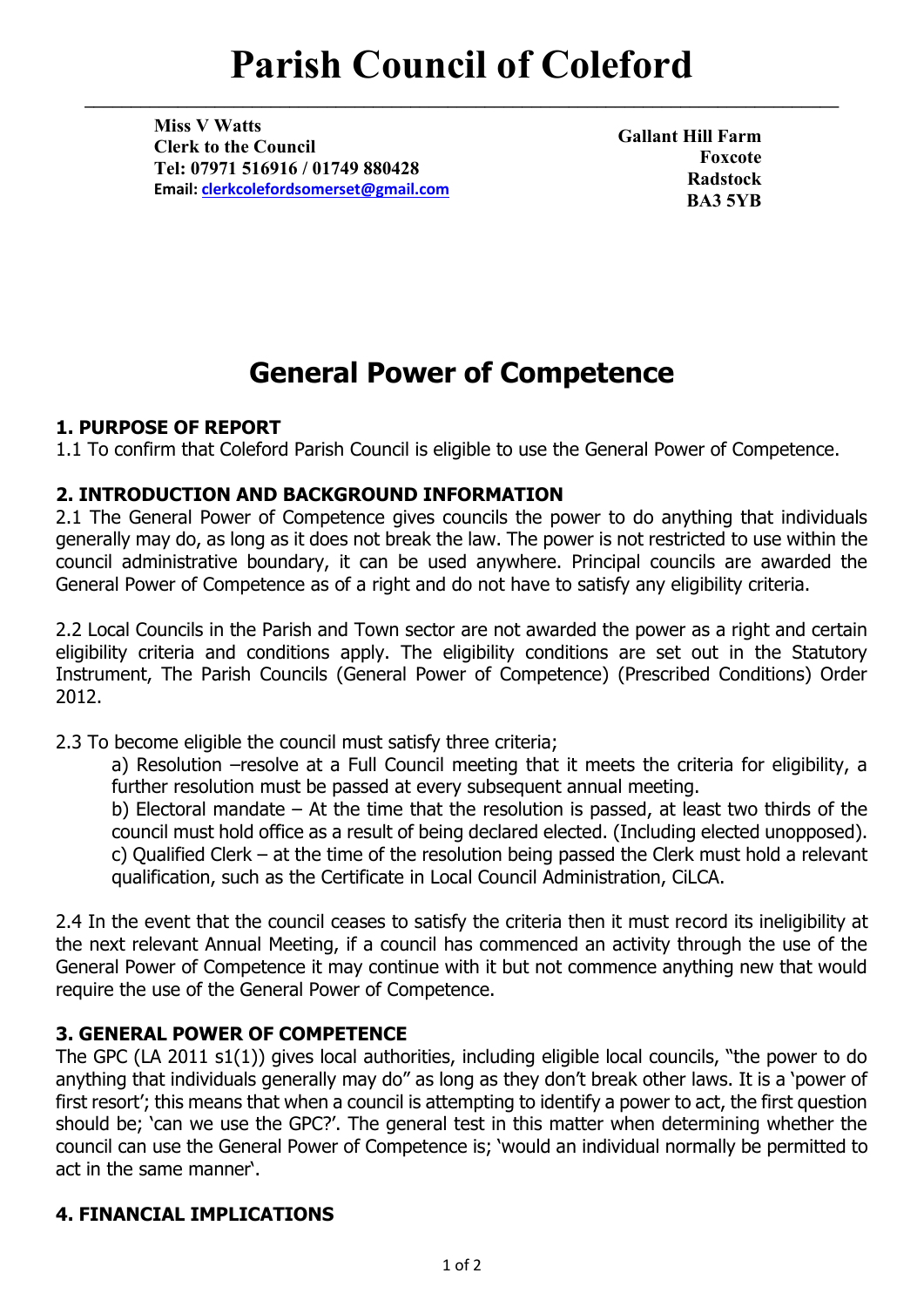# Parish Council of Coleford

**Miss V Watts**
**Clerk to the Council**
**Tel: 07971 516916 / 01749 880428**
**Email: clerkcolefordsomerset@gmail.com**

**Gallant Hill Farm**
**Foxcote**
**Radstock**
**BA3 5YB**

## General Power of Competence

### 1. PURPOSE OF REPORT

1.1 To confirm that Coleford Parish Council is eligible to use the General Power of Competence.

### 2. INTRODUCTION AND BACKGROUND INFORMATION

2.1 The General Power of Competence gives councils the power to do anything that individuals generally may do, as long as it does not break the law. The power is not restricted to use within the council administrative boundary, it can be used anywhere. Principal councils are awarded the General Power of Competence as of a right and do not have to satisfy any eligibility criteria.

2.2 Local Councils in the Parish and Town sector are not awarded the power as a right and certain eligibility criteria and conditions apply. The eligibility conditions are set out in the Statutory Instrument, The Parish Councils (General Power of Competence) (Prescribed Conditions) Order 2012.

2.3 To become eligible the council must satisfy three criteria;

a) Resolution –resolve at a Full Council meeting that it meets the criteria for eligibility, a further resolution must be passed at every subsequent annual meeting.
b) Electoral mandate – At the time that the resolution is passed, at least two thirds of the council must hold office as a result of being declared elected. (Including elected unopposed).
c) Qualified Clerk – at the time of the resolution being passed the Clerk must hold a relevant qualification, such as the Certificate in Local Council Administration, CiLCA.

2.4 In the event that the council ceases to satisfy the criteria then it must record its ineligibility at the next relevant Annual Meeting, if a council has commenced an activity through the use of the General Power of Competence it may continue with it but not commence anything new that would require the use of the General Power of Competence.

### 3. GENERAL POWER OF COMPETENCE

The GPC (LA 2011 s1(1)) gives local authorities, including eligible local councils, "the power to do anything that individuals generally may do" as long as they don't break other laws. It is a 'power of first resort'; this means that when a council is attempting to identify a power to act, the first question should be; 'can we use the GPC?'. The general test in this matter when determining whether the council can use the General Power of Competence is; 'would an individual normally be permitted to act in the same manner'.

### 4. FINANCIAL IMPLICATIONS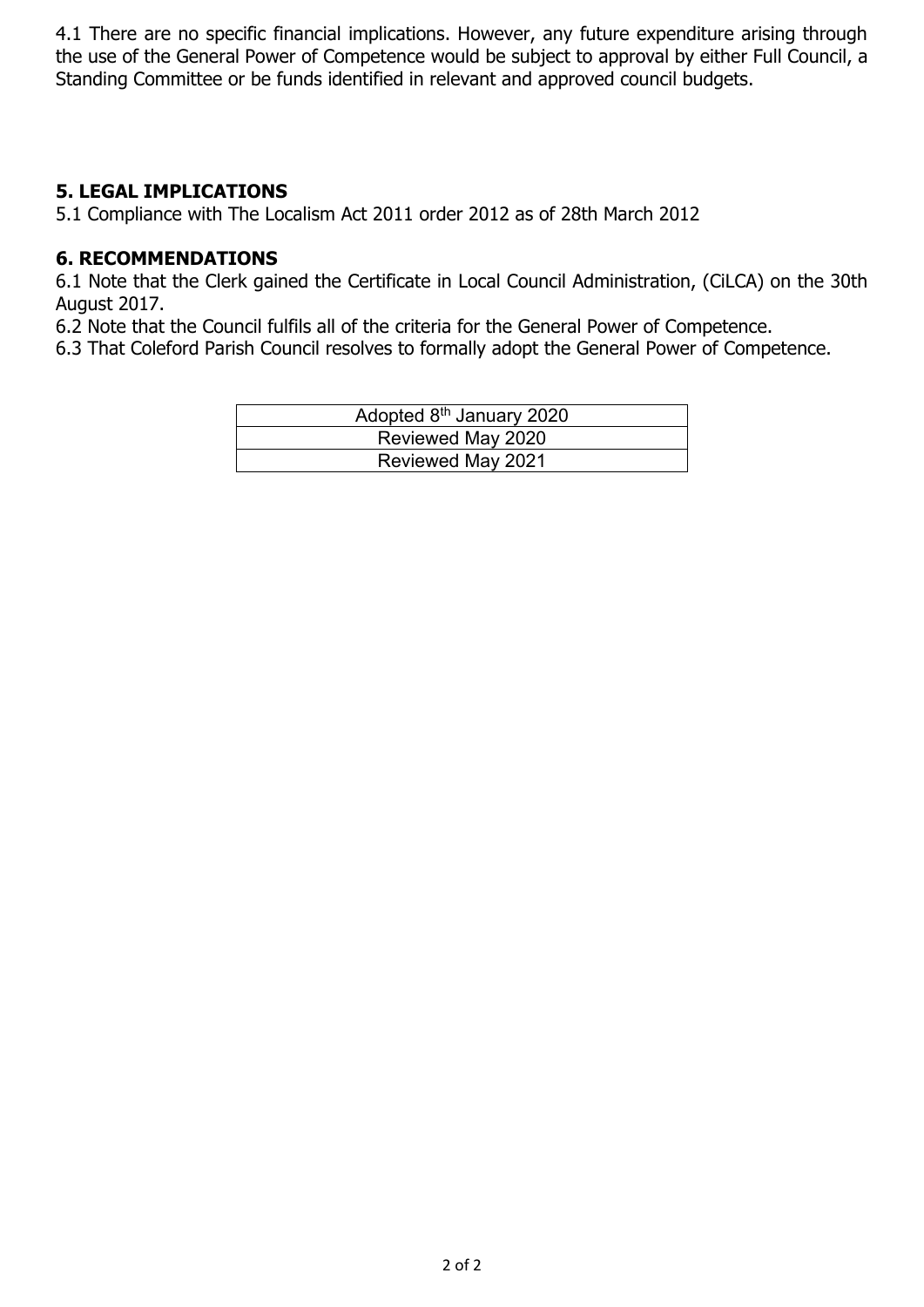4.1 There are no specific financial implications. However, any future expenditure arising through the use of the General Power of Competence would be subject to approval by either Full Council, a Standing Committee or be funds identified in relevant and approved council budgets.

## 5. LEGAL IMPLICATIONS

5.1 Compliance with The Localism Act 2011 order 2012 as of 28th March 2012

## 6. RECOMMENDATIONS

6.1 Note that the Clerk gained the Certificate in Local Council Administration, (CiLCA) on the 30th August 2017.

6.2 Note that the Council fulfils all of the criteria for the General Power of Competence.

6.3 That Coleford Parish Council resolves to formally adopt the General Power of Competence.

| |
|---|
| Adopted 8th January 2020 |
| Reviewed May 2020 |
| Reviewed May 2021 |